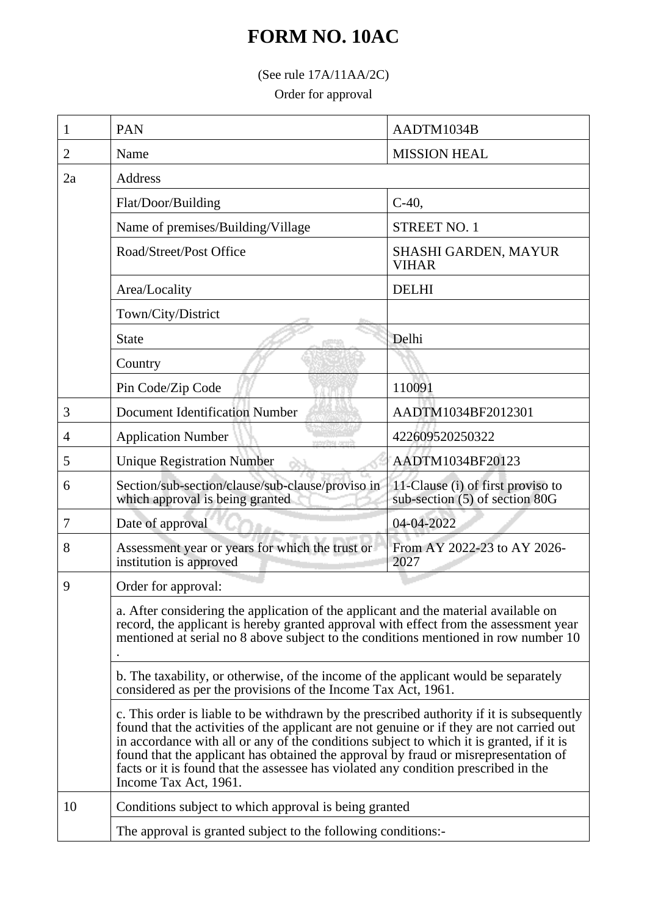# FORM NO. 10AC

(See rule 17A/11AA/2C)

Order for approval

| | | |
|---|---|---|
| 1 | PAN | AADTM1034B |
| 2 | Name | MISSION HEAL |
| 2a | Address | |
| | Flat/Door/Building | C-40, |
| | Name of premises/Building/Village | STREET NO. 1 |
| | Road/Street/Post Office | SHASHI GARDEN, MAYUR VIHAR |
| | Area/Locality | DELHI |
| | Town/City/District | |
| | State | Delhi |
| | Country | |
| | Pin Code/Zip Code | 110091 |
| 3 | Document Identification Number | AADTM1034BF2012301 |
| 4 | Application Number | 422609520250322 |
| 5 | Unique Registration Number | AADTM1034BF20123 |
| 6 | Section/sub-section/clause/sub-clause/proviso in which approval is being granted | 11-Clause (i) of first proviso to sub-section (5) of section 80G |
| 7 | Date of approval | 04-04-2022 |
| 8 | Assessment year or years for which the trust or institution is approved | From AY 2022-23 to AY 2026-2027 |
| 9 | Order for approval: | |
| | a. After considering the application of the applicant and the material available on record, the applicant is hereby granted approval with effect from the assessment year mentioned at serial no 8 above subject to the conditions mentioned in row number 10 . | |
| | b. The taxability, or otherwise, of the income of the applicant would be separately considered as per the provisions of the Income Tax Act, 1961. | |
| | c. This order is liable to be withdrawn by the prescribed authority if it is subsequently found that the activities of the applicant are not genuine or if they are not carried out in accordance with all or any of the conditions subject to which it is granted, if it is found that the applicant has obtained the approval by fraud or misrepresentation of facts or it is found that the assessee has violated any condition prescribed in the Income Tax Act, 1961. | |
| 10 | Conditions subject to which approval is being granted | |
| | The approval is granted subject to the following conditions:- | |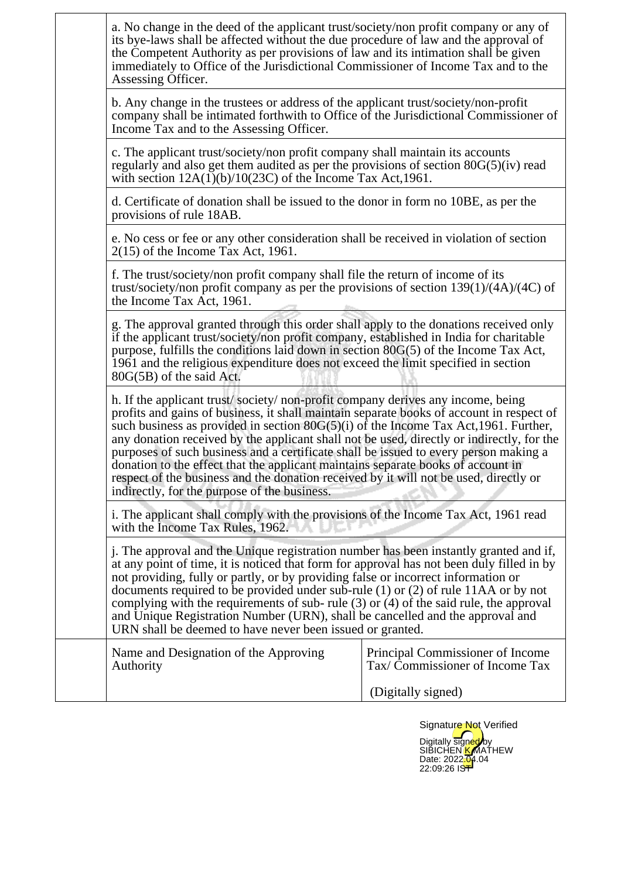| | | |
|---|---|---|
| | a. No change in the deed of the applicant trust/society/non profit company or any of its bye-laws shall be affected without the due procedure of law and the approval of the Competent Authority as per provisions of law and its intimation shall be given immediately to Office of the Jurisdictional Commissioner of Income Tax and to the Assessing Officer. | |
| | b. Any change in the trustees or address of the applicant trust/society/non-profit company shall be intimated forthwith to Office of the Jurisdictional Commissioner of Income Tax and to the Assessing Officer. | |
| | c. The applicant trust/society/non profit company shall maintain its accounts regularly and also get them audited as per the provisions of section 80G(5)(iv) read with section 12A(1)(b)/10(23C) of the Income Tax Act,1961. | |
| | d. Certificate of donation shall be issued to the donor in form no 10BE, as per the provisions of rule 18AB. | |
| | e. No cess or fee or any other consideration shall be received in violation of section 2(15) of the Income Tax Act, 1961. | |
| | f. The trust/society/non profit company shall file the return of income of its trust/society/non profit company as per the provisions of section 139(1)/(4A)/(4C) of the Income Tax Act, 1961. | |
| | g. The approval granted through this order shall apply to the donations received only if the applicant trust/society/non profit company, established in India for charitable purpose, fulfills the conditions laid down in section 80G(5) of the Income Tax Act, 1961 and the religious expenditure does not exceed the limit specified in section 80G(5B) of the said Act. | |
| | h. If the applicant trust/ society/ non-profit company derives any income, being profits and gains of business, it shall maintain separate books of account in respect of such business as provided in section 80G(5)(i) of the Income Tax Act,1961. Further, any donation received by the applicant shall not be used, directly or indirectly, for the purposes of such business and a certificate shall be issued to every person making a donation to the effect that the applicant maintains separate books of account in respect of the business and the donation received by it will not be used, directly or indirectly, for the purpose of the business. | |
| | i. The applicant shall comply with the provisions of the Income Tax Act, 1961 read with the Income Tax Rules, 1962. | |
| | j. The approval and the Unique registration number has been instantly granted and if, at any point of time, it is noticed that form for approval has not been duly filled in by not providing, fully or partly, or by providing false or incorrect information or documents required to be provided under sub-rule (1) or (2) of rule 11AA or by not complying with the requirements of sub- rule (3) or (4) of the said rule, the approval and Unique Registration Number (URN), shall be cancelled and the approval and URN shall be deemed to have never been issued or granted. | |
| | Name and Designation of the Approving Authority | Principal Commissioner of Income Tax/ Commissioner of Income Tax<br><br>(Digitally signed) |

Signature Not Verified
Digitally signed by SIBICHEN K MATHEW
Date: 2022.04.04 22:09:26 IST